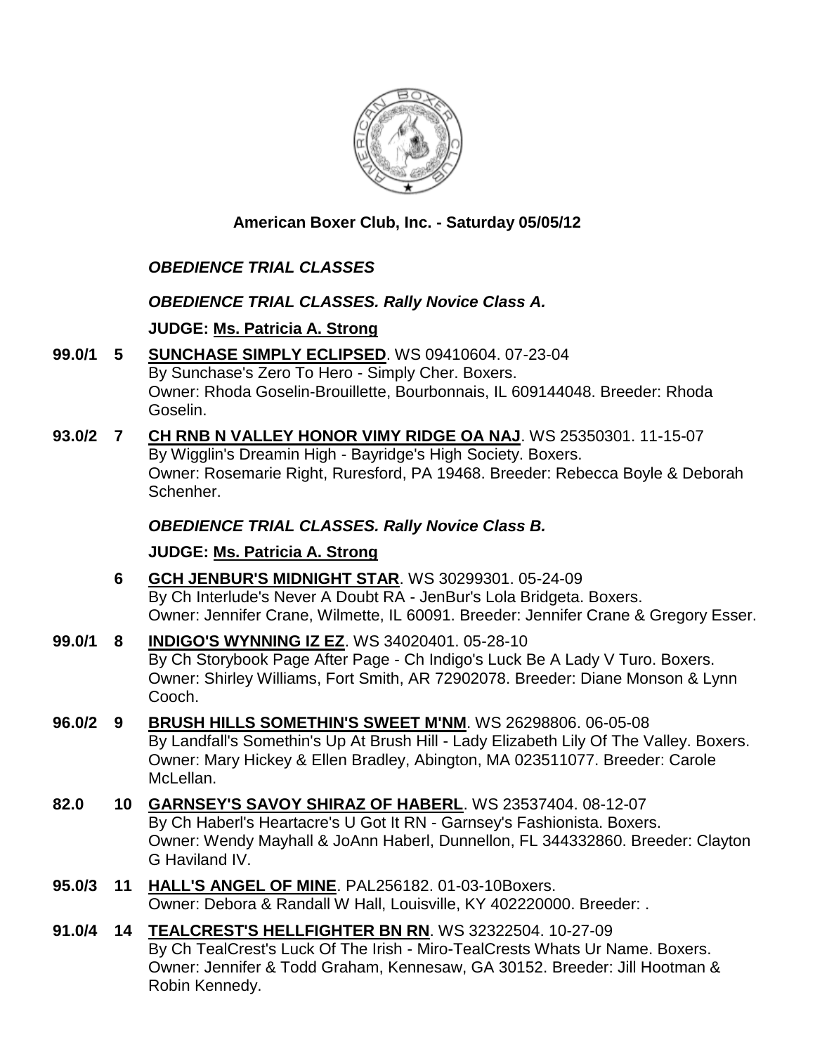**American Boxer Club, Inc. - Saturday 05/05/12**

***OBEDIENCE TRIAL CLASSES***

***OBEDIENCE TRIAL CLASSES. Rally Novice Class A.***

**JUDGE: Ms. Patricia A. Strong**

**99.0/1 5 SUNCHASE SIMPLY ECLIPSED**. WS 09410604. 07-23-04
By Sunchase's Zero To Hero - Simply Cher. Boxers.
Owner: Rhoda Goselin-Brouillette, Bourbonnais, IL 609144048. Breeder: Rhoda Goselin.

**93.0/2 7 CH RNB N VALLEY HONOR VIMY RIDGE OA NAJ**. WS 25350301. 11-15-07
By Wigglin's Dreamin High - Bayridge's High Society. Boxers.
Owner: Rosemarie Right, Ruresford, PA 19468. Breeder: Rebecca Boyle & Deborah Schenher.

***OBEDIENCE TRIAL CLASSES. Rally Novice Class B.***

**JUDGE: Ms. Patricia A. Strong**

**6 GCH JENBUR'S MIDNIGHT STAR**. WS 30299301. 05-24-09
By Ch Interlude's Never A Doubt RA - JenBur's Lola Bridgeta. Boxers.
Owner: Jennifer Crane, Wilmette, IL 60091. Breeder: Jennifer Crane & Gregory Esser.

**99.0/1 8 INDIGO'S WYNNING IZ EZ**. WS 34020401. 05-28-10
By Ch Storybook Page After Page - Ch Indigo's Luck Be A Lady V Turo. Boxers.
Owner: Shirley Williams, Fort Smith, AR 72902078. Breeder: Diane Monson & Lynn Cooch.

**96.0/2 9 BRUSH HILLS SOMETHIN'S SWEET M'NM**. WS 26298806. 06-05-08
By Landfall's Somethin's Up At Brush Hill - Lady Elizabeth Lily Of The Valley. Boxers.
Owner: Mary Hickey & Ellen Bradley, Abington, MA 023511077. Breeder: Carole McLellan.

**82.0 10 GARNSEY'S SAVOY SHIRAZ OF HABERL**. WS 23537404. 08-12-07
By Ch Haberl's Heartacre's U Got It RN - Garnsey's Fashionista. Boxers.
Owner: Wendy Mayhall & JoAnn Haberl, Dunnellon, FL 344332860. Breeder: Clayton G Haviland IV.

**95.0/3 11 HALL'S ANGEL OF MINE**. PAL256182. 01-03-10Boxers.
Owner: Debora & Randall W Hall, Louisville, KY 402220000. Breeder: .

**91.0/4 14 TEALCREST'S HELLFIGHTER BN RN**. WS 32322504. 10-27-09
By Ch TealCrest's Luck Of The Irish - Miro-TealCrests Whats Ur Name. Boxers.
Owner: Jennifer & Todd Graham, Kennesaw, GA 30152. Breeder: Jill Hootman & Robin Kennedy.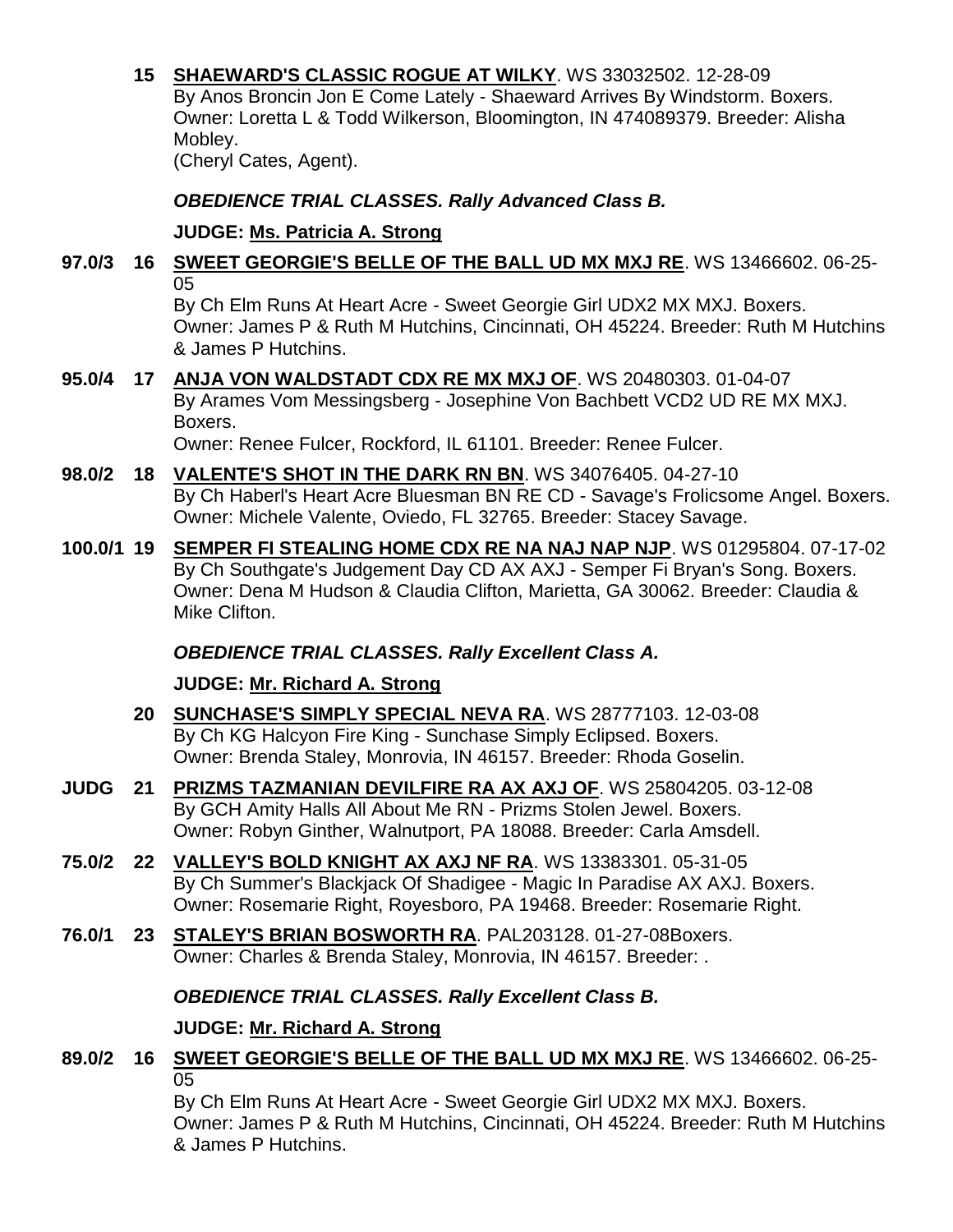**15 SHAEWARD'S CLASSIC ROGUE AT WILKY**. WS 33032502. 12-28-09
By Anos Broncin Jon E Come Lately - Shaeward Arrives By Windstorm. Boxers.
Owner: Loretta L & Todd Wilkerson, Bloomington, IN 474089379. Breeder: Alisha Mobley.
(Cheryl Cates, Agent).

***OBEDIENCE TRIAL CLASSES. Rally Advanced Class B.***

**JUDGE: Ms. Patricia A. Strong**

**97.0/3 16 SWEET GEORGIE'S BELLE OF THE BALL UD MX MXJ RE**. WS 13466602. 06-25-05
By Ch Elm Runs At Heart Acre - Sweet Georgie Girl UDX2 MX MXJ. Boxers.
Owner: James P & Ruth M Hutchins, Cincinnati, OH 45224. Breeder: Ruth M Hutchins & James P Hutchins.

**95.0/4 17 ANJA VON WALDSTADT CDX RE MX MXJ OF**. WS 20480303. 01-04-07
By Arames Vom Messingsberg - Josephine Von Bachbett VCD2 UD RE MX MXJ. Boxers.
Owner: Renee Fulcer, Rockford, IL 61101. Breeder: Renee Fulcer.

**98.0/2 18 VALENTE'S SHOT IN THE DARK RN BN**. WS 34076405. 04-27-10
By Ch Haberl's Heart Acre Bluesman BN RE CD - Savage's Frolicsome Angel. Boxers.
Owner: Michele Valente, Oviedo, FL 32765. Breeder: Stacey Savage.

**100.0/1 19 SEMPER FI STEALING HOME CDX RE NA NAJ NAP NJP**. WS 01295804. 07-17-02
By Ch Southgate's Judgement Day CD AX AXJ - Semper Fi Bryan's Song. Boxers.
Owner: Dena M Hudson & Claudia Clifton, Marietta, GA 30062. Breeder: Claudia & Mike Clifton.

***OBEDIENCE TRIAL CLASSES. Rally Excellent Class A.***

**JUDGE: Mr. Richard A. Strong**

**20 SUNCHASE'S SIMPLY SPECIAL NEVA RA**. WS 28777103. 12-03-08
By Ch KG Halcyon Fire King - Sunchase Simply Eclipsed. Boxers.
Owner: Brenda Staley, Monrovia, IN 46157. Breeder: Rhoda Goselin.

**JUDG 21 PRIZMS TAZMANIAN DEVILFIRE RA AX AXJ OF**. WS 25804205. 03-12-08
By GCH Amity Halls All About Me RN - Prizms Stolen Jewel. Boxers.
Owner: Robyn Ginther, Walnutport, PA 18088. Breeder: Carla Amsdell.

**75.0/2 22 VALLEY'S BOLD KNIGHT AX AXJ NF RA**. WS 13383301. 05-31-05
By Ch Summer's Blackjack Of Shadigee - Magic In Paradise AX AXJ. Boxers.
Owner: Rosemarie Right, Royesboro, PA 19468. Breeder: Rosemarie Right.

**76.0/1 23 STALEY'S BRIAN BOSWORTH RA**. PAL203128. 01-27-08Boxers.
Owner: Charles & Brenda Staley, Monrovia, IN 46157. Breeder: .

***OBEDIENCE TRIAL CLASSES. Rally Excellent Class B.***

**JUDGE: Mr. Richard A. Strong**

**89.0/2 16 SWEET GEORGIE'S BELLE OF THE BALL UD MX MXJ RE**. WS 13466602. 06-25-05
By Ch Elm Runs At Heart Acre - Sweet Georgie Girl UDX2 MX MXJ. Boxers.
Owner: James P & Ruth M Hutchins, Cincinnati, OH 45224. Breeder: Ruth M Hutchins & James P Hutchins.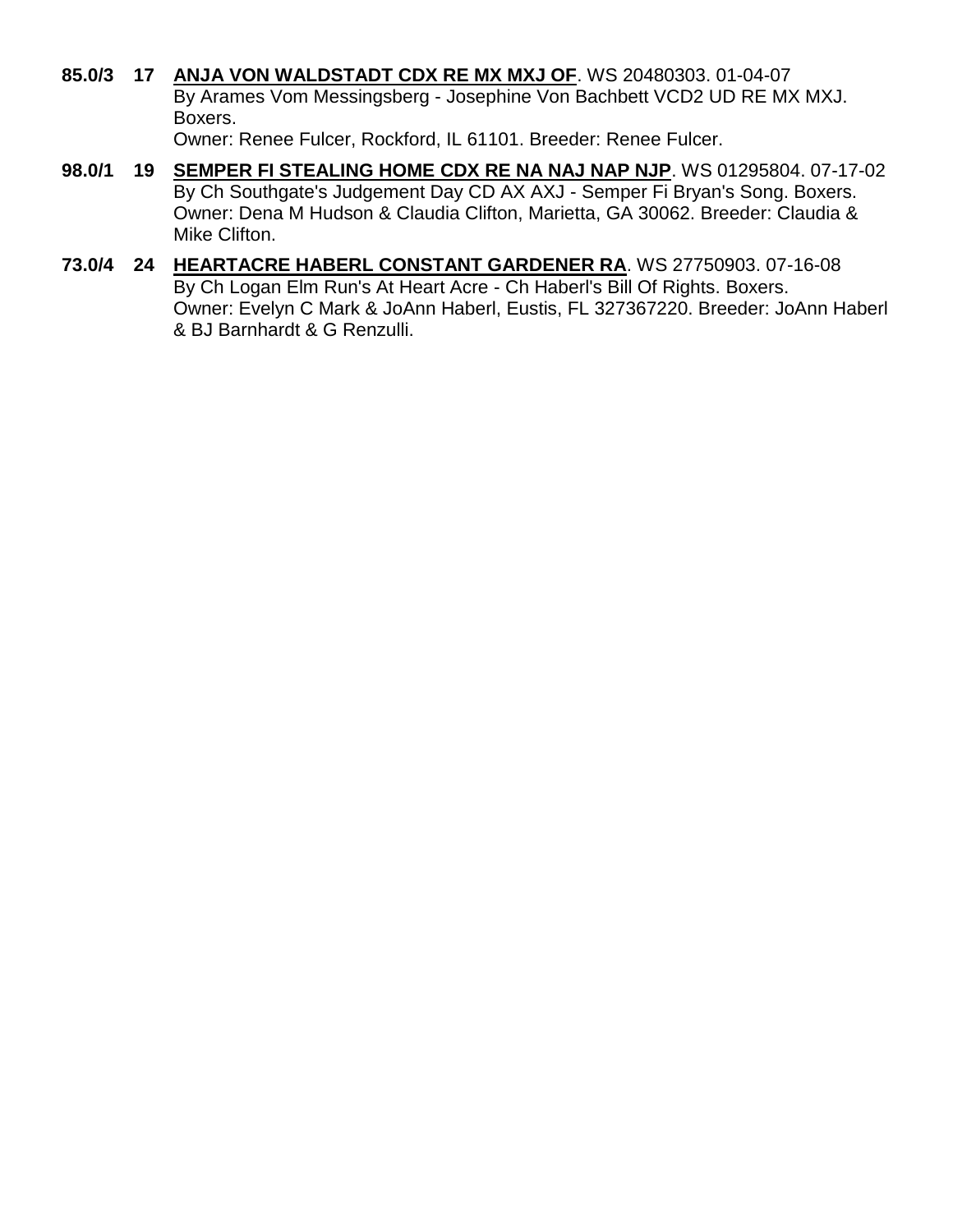**85.0/3 17 <u>ANJA VON WALDSTADT CDX RE MX MXJ OF</u>**. WS 20480303. 01-04-07
By Arames Vom Messingsberg - Josephine Von Bachbett VCD2 UD RE MX MXJ. Boxers.
Owner: Renee Fulcer, Rockford, IL 61101. Breeder: Renee Fulcer.

**98.0/1 19 <u>SEMPER FI STEALING HOME CDX RE NA NAJ NAP NJP</u>**. WS 01295804. 07-17-02
By Ch Southgate's Judgement Day CD AX AXJ - Semper Fi Bryan's Song. Boxers.
Owner: Dena M Hudson & Claudia Clifton, Marietta, GA 30062. Breeder: Claudia & Mike Clifton.

**73.0/4 24 <u>HEARTACRE HABERL CONSTANT GARDENER RA</u>**. WS 27750903. 07-16-08
By Ch Logan Elm Run's At Heart Acre - Ch Haberl's Bill Of Rights. Boxers.
Owner: Evelyn C Mark & JoAnn Haberl, Eustis, FL 327367220. Breeder: JoAnn Haberl & BJ Barnhardt & G Renzulli.